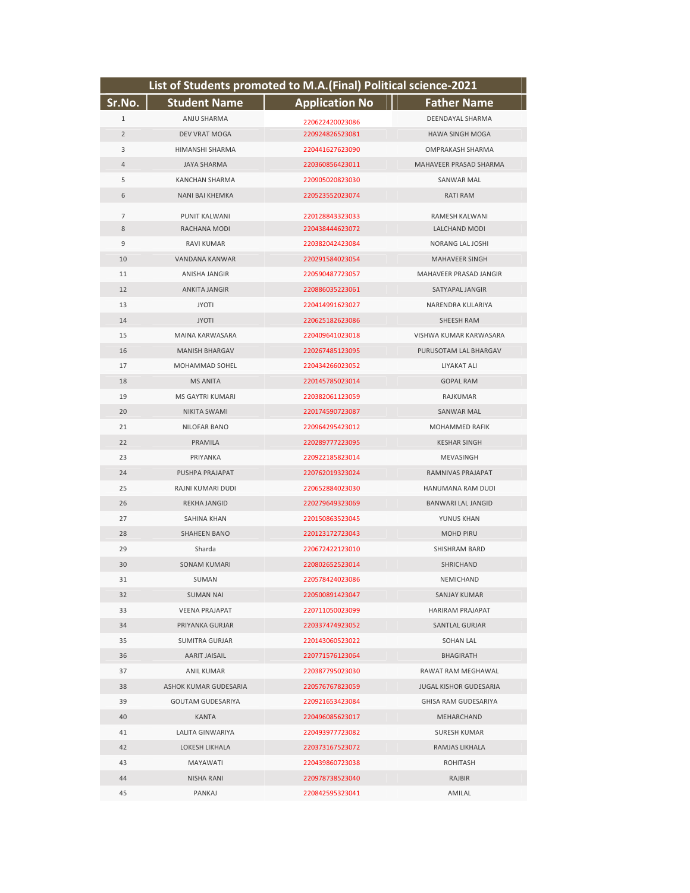| List of Students promoted to M.A.(Final) Political science-2021 | | | |
|---|---|---|---|
| **Sr.No.** | **Student Name** | **Application No** | **Father Name** |
| 1 | ANJU SHARMA | 220622420023086 | DEENDAYAL SHARMA |
| 2 | DEV VRAT MOGA | 220924826523081 | HAWA SINGH MOGA |
| 3 | HIMANSHI SHARMA | 220441627623090 | OMPRAKASH SHARMA |
| 4 | JAYA SHARMA | 220360856423011 | MAHAVEER PRASAD SHARMA |
| 5 | KANCHAN SHARMA | 220905020823030 | SANWAR MAL |
| 6 | NANI BAI KHEMKA | 220523552023074 | RATI RAM |
| 7 | PUNIT KALWANI | 220128843323033 | RAMESH KALWANI |
| 8 | RACHANA MODI | 220438444623072 | LALCHAND MODI |
| 9 | RAVI KUMAR | 220382042423084 | NORANG LAL JOSHI |
| 10 | VANDANA KANWAR | 220291584023054 | MAHAVEER SINGH |
| 11 | ANISHA JANGIR | 220590487723057 | MAHAVEER PRASAD JANGIR |
| 12 | ANKITA JANGIR | 220886035223061 | SATYAPAL JANGIR |
| 13 | JYOTI | 220414991623027 | NARENDRA KULARIYA |
| 14 | JYOTI | 220625182623086 | SHEESH RAM |
| 15 | MAINA KARWASARA | 220409641023018 | VISHWA KUMAR KARWASARA |
| 16 | MANISH BHARGAV | 220267485123095 | PURUSOTAM LAL BHARGAV |
| 17 | MOHAMMAD SOHEL | 220434266023052 | LIYAKAT ALI |
| 18 | MS ANITA | 220145785023014 | GOPAL RAM |
| 19 | MS GAYTRI KUMARI | 220382061123059 | RAJKUMAR |
| 20 | NIKITA SWAMI | 220174590723087 | SANWAR MAL |
| 21 | NILOFAR BANO | 220964295423012 | MOHAMMED RAFIK |
| 22 | PRAMILA | 220289777223095 | KESHAR SINGH |
| 23 | PRIYANKA | 220922185823014 | MEVASINGH |
| 24 | PUSHPA PRAJAPAT | 220762019323024 | RAMNIVAS PRAJAPAT |
| 25 | RAJNI KUMARI DUDI | 220652884023030 | HANUMANA RAM DUDI |
| 26 | REKHA JANGID | 220279649323069 | BANWARI LAL JANGID |
| 27 | SAHINA KHAN | 220150863523045 | YUNUS KHAN |
| 28 | SHAHEEN BANO | 220123172723043 | MOHD PIRU |
| 29 | Sharda | 220672422123010 | SHISHRAM BARD |
| 30 | SONAM KUMARI | 220802652523014 | SHRICHAND |
| 31 | SUMAN | 220578424023086 | NEMICHAND |
| 32 | SUMAN NAI | 220500891423047 | SANJAY KUMAR |
| 33 | VEENA PRAJAPAT | 220711050023099 | HARIRAM PRAJAPAT |
| 34 | PRIYANKA GURJAR | 220337474923052 | SANTLAL GURJAR |
| 35 | SUMITRA GURJAR | 220143060523022 | SOHAN LAL |
| 36 | AARIT JAISAIL | 220771576123064 | BHAGIRATH |
| 37 | ANIL KUMAR | 220387795023030 | RAWAT RAM MEGHAWAL |
| 38 | ASHOK KUMAR GUDESARIA | 220576767823059 | JUGAL KISHOR GUDESARIA |
| 39 | GOUTAM GUDESARIYA | 220921653423084 | GHISA RAM GUDESARIYA |
| 40 | KANTA | 220496085623017 | MEHARCHAND |
| 41 | LALITA GINWARIYA | 220493977723082 | SURESH KUMAR |
| 42 | LOKESH LIKHALA | 220373167523072 | RAMJAS LIKHALA |
| 43 | MAYAWATI | 220439860723038 | ROHITASH |
| 44 | NISHA RANI | 220978738523040 | RAJBIR |
| 45 | PANKAJ | 220842595323041 | AMILAL |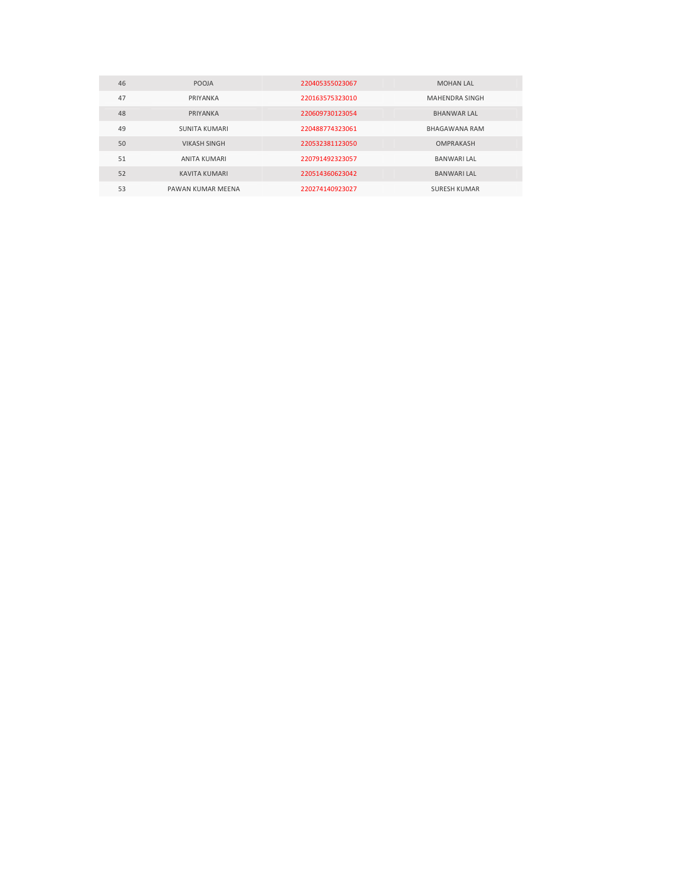| | | | |
|---|---|---|---|
| 46 | POOJA | 220405355023067 | MOHAN LAL |
| 47 | PRIYANKA | 220163575323010 | MAHENDRA SINGH |
| 48 | PRIYANKA | 220609730123054 | BHANWAR LAL |
| 49 | SUNITA KUMARI | 220488774323061 | BHAGAWANA RAM |
| 50 | VIKASH SINGH | 220532381123050 | OMPRAKASH |
| 51 | ANITA KUMARI | 220791492323057 | BANWARI LAL |
| 52 | KAVITA KUMARI | 220514360623042 | BANWARI LAL |
| 53 | PAWAN KUMAR MEENA | 220274140923027 | SURESH KUMAR |